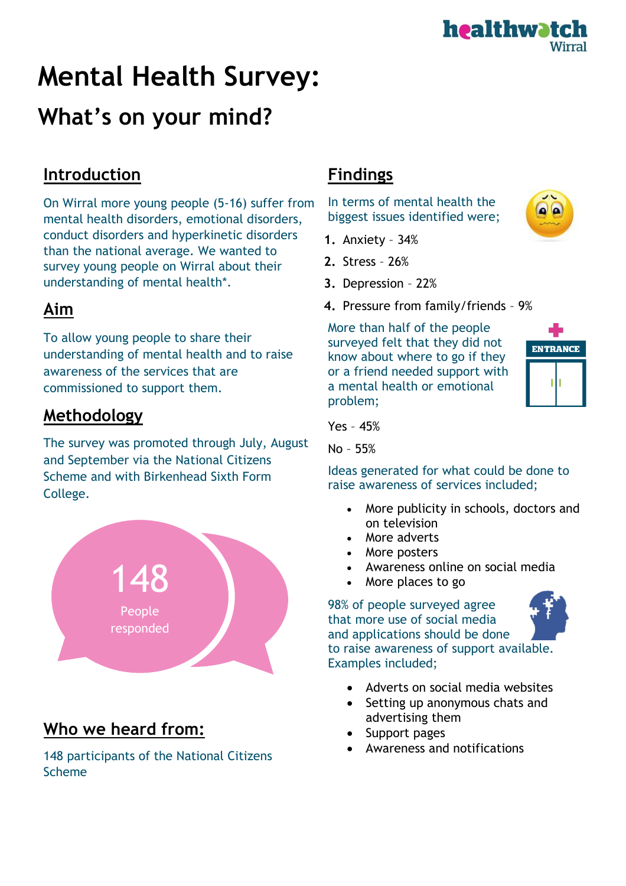healthwatch Wirral

# Mental Health Survey:

## What's on your mind?

## Introduction

On Wirral more young people (5-16) suffer from mental health disorders, emotional disorders, conduct disorders and hyperkinetic disorders than the national average. We wanted to survey young people on Wirral about their understanding of mental health*.

## Aim

To allow young people to share their understanding of mental health and to raise awareness of the services that are commissioned to support them.

## Methodology

The survey was promoted through July, August and September via the National Citizens Scheme and with Birkenhead Sixth Form College.

148

People responded

## Who we heard from:

148 participants of the National Citizens Scheme

## Findings

In terms of mental health the biggest issues identified were;

1. Anxiety – 34%
2. Stress – 26%
3. Depression – 22%
4. Pressure from family/friends – 9%

More than half of the people surveyed felt that they did not know about where to go if they or a friend needed support with a mental health or emotional problem;

Yes – 45%

No – 55%

Ideas generated for what could be done to raise awareness of services included;

- More publicity in schools, doctors and on television
- More adverts
- More posters
- Awareness online on social media
- More places to go

98% of people surveyed agree that more use of social media and applications should be done to raise awareness of support available. Examples included;

- Adverts on social media websites
- Setting up anonymous chats and advertising them
- Support pages
- Awareness and notifications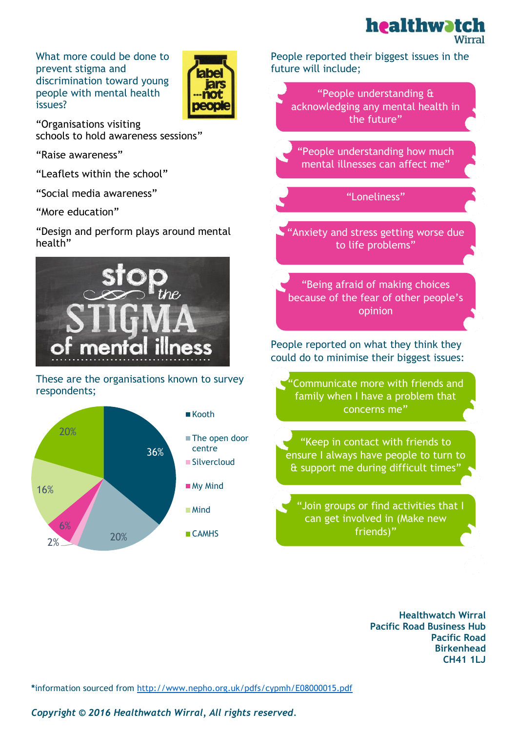What more could be done to prevent stigma and discrimination toward young people with mental health issues?

“Organisations visiting schools to hold awareness sessions”

“Raise awareness”

“Leaflets within the school”

“Social media awareness”

“More education”

“Design and perform plays around mental health”

These are the organisations known to survey respondents;

36%
20%
2%
6%
16%
20%

Kooth
The open door centre
Silvercloud
My Mind
Mind
CAMHS

People reported their biggest issues in the future will include;

“People understanding & acknowledging any mental health in the future”

“People understanding how much mental illnesses can affect me”

“Loneliness”

“Anxiety and stress getting worse due to life problems”

“Being afraid of making choices because of the fear of other people’s opinion

People reported on what they think they could do to minimise their biggest issues:

“Communicate more with friends and family when I have a problem that concerns me”

“Keep in contact with friends to ensure I always have people to turn to & support me during difficult times”

“Join groups or find activities that I can get involved in (Make new friends)”

**Healthwatch Wirral**
**Pacific Road Business Hub**
**Pacific Road**
**Birkenhead**
**CH41 1LJ**

***information sourced from http://www.nepho.org.uk/pdfs/cypmh/E08000015.pdf**

***Copyright © 2016 Healthwatch Wirral, All rights reserved.***